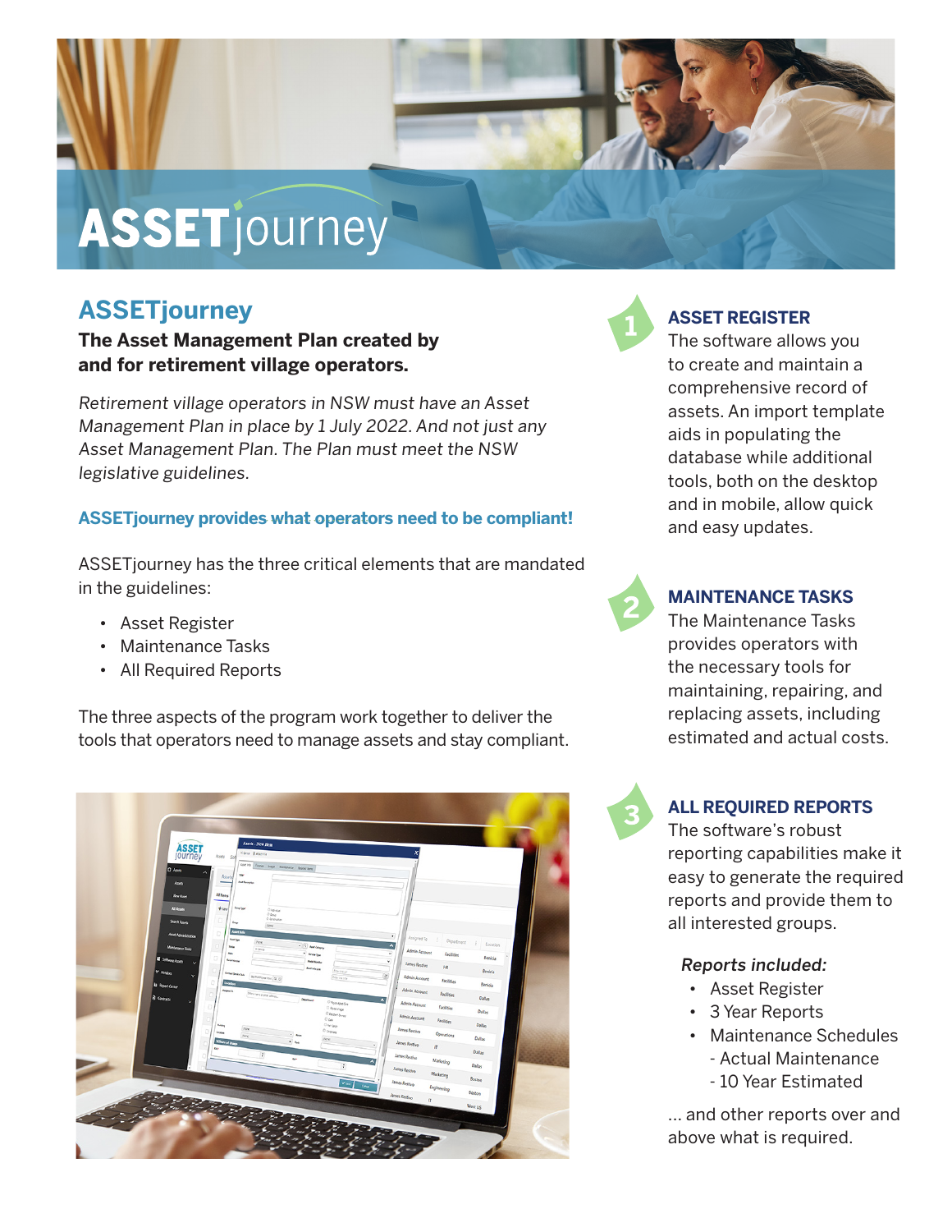# ASSETjourney

## ASSETjourney

**The Asset Management Plan created by and for retirement village operators.**

*Retirement village operators in NSW must have an Asset Management Plan in place by 1 July 2022. And not just any Asset Management Plan. The Plan must meet the NSW legislative guidelines.*

**ASSETjourney provides what operators need to be compliant!**

ASSETjourney has the three critical elements that are mandated in the guidelines:

- Asset Register
- Maintenance Tasks
- All Required Reports

The three aspects of the program work together to deliver the tools that operators need to manage assets and stay compliant.

### 1 ASSET REGISTER

The software allows you to create and maintain a comprehensive record of assets. An import template aids in populating the database while additional tools, both on the desktop and in mobile, allow quick and easy updates.

### 2 MAINTENANCE TASKS

The Maintenance Tasks provides operators with the necessary tools for maintaining, repairing, and replacing assets, including estimated and actual costs.

### 3 ALL REQUIRED REPORTS

The software's robust reporting capabilities make it easy to generate the required reports and provide them to all interested groups.

*Reports included:*

- Asset Register
- 3 Year Reports
- Maintenance Schedules
  - Actual Maintenance
  - 10 Year Estimated

... and other reports over and above what is required.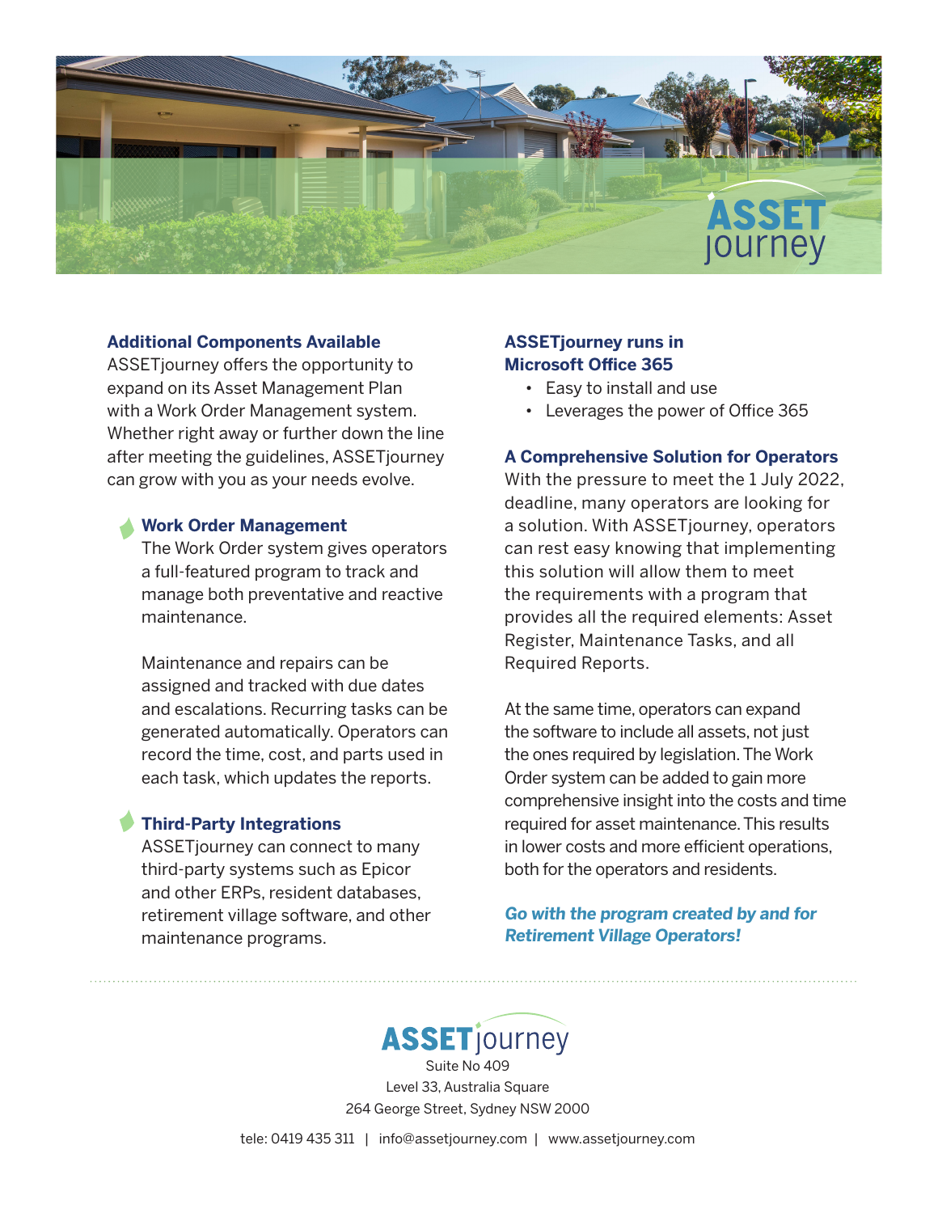## Additional Components Available

ASSETjourney offers the opportunity to expand on its Asset Management Plan with a Work Order Management system. Whether right away or further down the line after meeting the guidelines, ASSETjourney can grow with you as your needs evolve.

### Work Order Management

The Work Order system gives operators a full-featured program to track and manage both preventative and reactive maintenance.

Maintenance and repairs can be assigned and tracked with due dates and escalations. Recurring tasks can be generated automatically. Operators can record the time, cost, and parts used in each task, which updates the reports.

### Third-Party Integrations

ASSETjourney can connect to many third-party systems such as Epicor and other ERPs, resident databases, retirement village software, and other maintenance programs.

## ASSETjourney runs in Microsoft Office 365

- Easy to install and use
- Leverages the power of Office 365

## A Comprehensive Solution for Operators

With the pressure to meet the 1 July 2022, deadline, many operators are looking for a solution. With ASSETjourney, operators can rest easy knowing that implementing this solution will allow them to meet the requirements with a program that provides all the required elements: Asset Register, Maintenance Tasks, and all Required Reports.

At the same time, operators can expand the software to include all assets, not just the ones required by legislation. The Work Order system can be added to gain more comprehensive insight into the costs and time required for asset maintenance. This results in lower costs and more efficient operations, both for the operators and residents.

***Go with the program created by and for Retirement Village Operators!***

---

ASSETjourney

Suite No 409
Level 33, Australia Square
264 George Street, Sydney NSW 2000

tele: 0419 435 311 | info@assetjourney.com | www.assetjourney.com